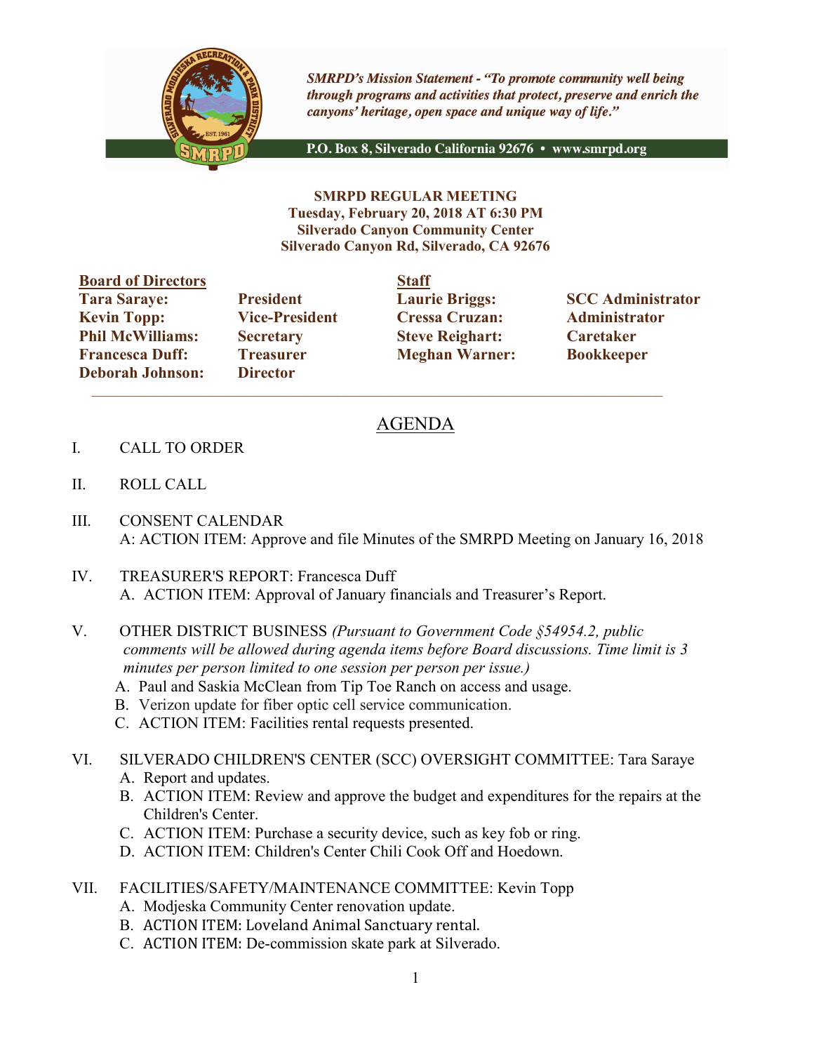*SMRPD's Mission Statement - "To promote community well being through programs and activities that protect, preserve and enrich the canyons' heritage, open space and unique way of life."*

**P.O. Box 8, Silverado California 92676 • www.smrpd.org**

**SMRPD REGULAR MEETING**
**Tuesday, February 20, 2018 AT 6:30 PM**
**Silverado Canyon Community Center**
**Silverado Canyon Rd, Silverado, CA 92676**

| **Board of Directors** | | **Staff** | |
|---|---|---|---|
| **Tara Saraye:** | **President** | **Laurie Briggs:** | **SCC Administrator** |
| **Kevin Topp:** | **Vice-President** | **Cressa Cruzan:** | **Administrator** |
| **Phil McWilliams:** | **Secretary** | **Steve Reighart:** | **Caretaker** |
| **Francesca Duff:** | **Treasurer** | **Meghan Warner:** | **Bookkeeper** |
| **Deborah Johnson:** | **Director** | | |

## AGENDA

I. CALL TO ORDER

II. ROLL CALL

III. CONSENT CALENDAR
A: ACTION ITEM: Approve and file Minutes of the SMRPD Meeting on January 16, 2018

IV. TREASURER'S REPORT: Francesca Duff
A. ACTION ITEM: Approval of January financials and Treasurer's Report.

V. OTHER DISTRICT BUSINESS *(Pursuant to Government Code §54954.2, public comments will be allowed during agenda items before Board discussions. Time limit is 3 minutes per person limited to one session per person per issue.)*
A. Paul and Saskia McClean from Tip Toe Ranch on access and usage.
B. Verizon update for fiber optic cell service communication.
C. ACTION ITEM: Facilities rental requests presented.

VI. SILVERADO CHILDREN'S CENTER (SCC) OVERSIGHT COMMITTEE: Tara Saraye
A. Report and updates.
B. ACTION ITEM: Review and approve the budget and expenditures for the repairs at the Children's Center.
C. ACTION ITEM: Purchase a security device, such as key fob or ring.
D. ACTION ITEM: Children's Center Chili Cook Off and Hoedown.

VII. FACILITIES/SAFETY/MAINTENANCE COMMITTEE: Kevin Topp
A. Modjeska Community Center renovation update.
B. ACTION ITEM: Loveland Animal Sanctuary rental.
C. ACTION ITEM: De-commission skate park at Silverado.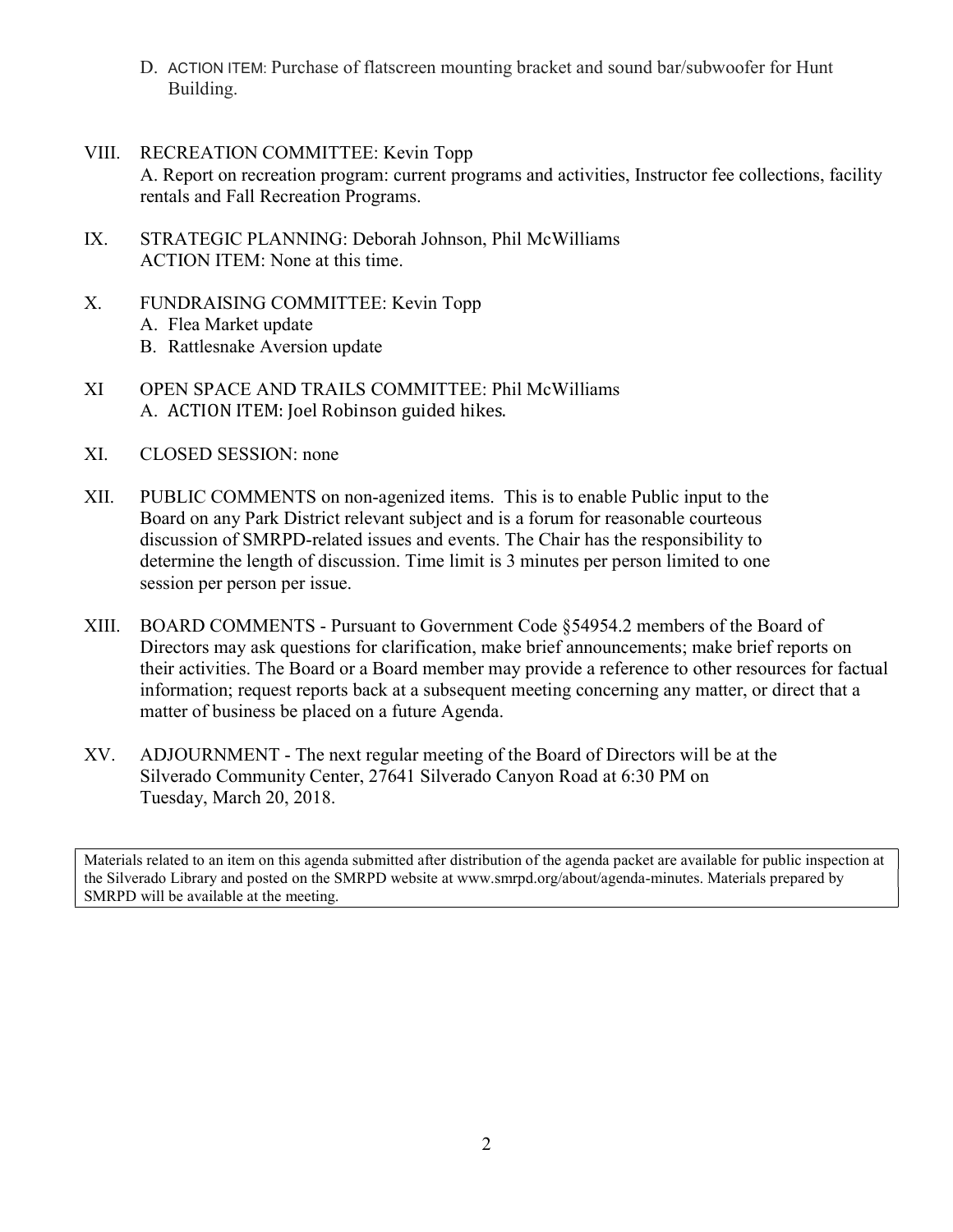D. ACTION ITEM: Purchase of flatscreen mounting bracket and sound bar/subwoofer for Hunt Building.

VIII. RECREATION COMMITTEE: Kevin Topp
A. Report on recreation program: current programs and activities, Instructor fee collections, facility rentals and Fall Recreation Programs.

IX. STRATEGIC PLANNING: Deborah Johnson, Phil McWilliams
ACTION ITEM: None at this time.

X. FUNDRAISING COMMITTEE: Kevin Topp
A. Flea Market update
B. Rattlesnake Aversion update

XI OPEN SPACE AND TRAILS COMMITTEE: Phil McWilliams
A. ACTION ITEM: Joel Robinson guided hikes.

XI. CLOSED SESSION: none

XII. PUBLIC COMMENTS on non-agenized items. This is to enable Public input to the Board on any Park District relevant subject and is a forum for reasonable courteous discussion of SMRPD-related issues and events. The Chair has the responsibility to determine the length of discussion. Time limit is 3 minutes per person limited to one session per person per issue.

XIII. BOARD COMMENTS - Pursuant to Government Code §54954.2 members of the Board of Directors may ask questions for clarification, make brief announcements; make brief reports on their activities. The Board or a Board member may provide a reference to other resources for factual information; request reports back at a subsequent meeting concerning any matter, or direct that a matter of business be placed on a future Agenda.

XV. ADJOURNMENT - The next regular meeting of the Board of Directors will be at the Silverado Community Center, 27641 Silverado Canyon Road at 6:30 PM on Tuesday, March 20, 2018.

Materials related to an item on this agenda submitted after distribution of the agenda packet are available for public inspection at the Silverado Library and posted on the SMRPD website at www.smrpd.org/about/agenda-minutes. Materials prepared by SMRPD will be available at the meeting.